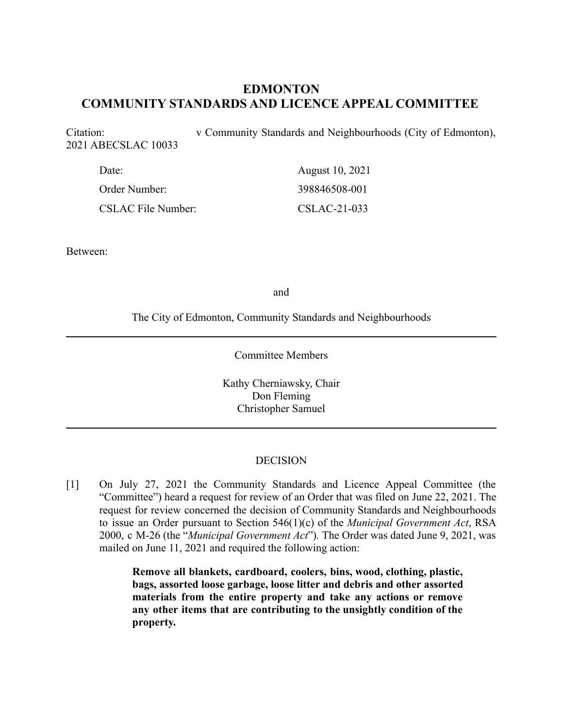# EDMONTON
# COMMUNITY STANDARDS AND LICENCE APPEAL COMMITTEE

Citation: v Community Standards and Neighbourhoods (City of Edmonton), 2021 ABECSLAC 10033

| | |
|---|---|
| Date: | August 10, 2021 |
| Order Number: | 398846508-001 |
| CSLAC File Number: | CSLAC-21-033 |

Between:

and

The City of Edmonton, Community Standards and Neighbourhoods

---

Committee Members

Kathy Cherniawsky, Chair
Don Fleming
Christopher Samuel

---

DECISION

[1] On July 27, 2021 the Community Standards and Licence Appeal Committee (the "Committee") heard a request for review of an Order that was filed on June 22, 2021. The request for review concerned the decision of Community Standards and Neighbourhoods to issue an Order pursuant to Section 546(1)(c) of the *Municipal Government Act*, RSA 2000, c M-26 (the "*Municipal Government Act*"). The Order was dated June 9, 2021, was mailed on June 11, 2021 and required the following action:

> **Remove all blankets, cardboard, coolers, bins, wood, clothing, plastic, bags, assorted loose garbage, loose litter and debris and other assorted materials from the entire property and take any actions or remove any other items that are contributing to the unsightly condition of the property.**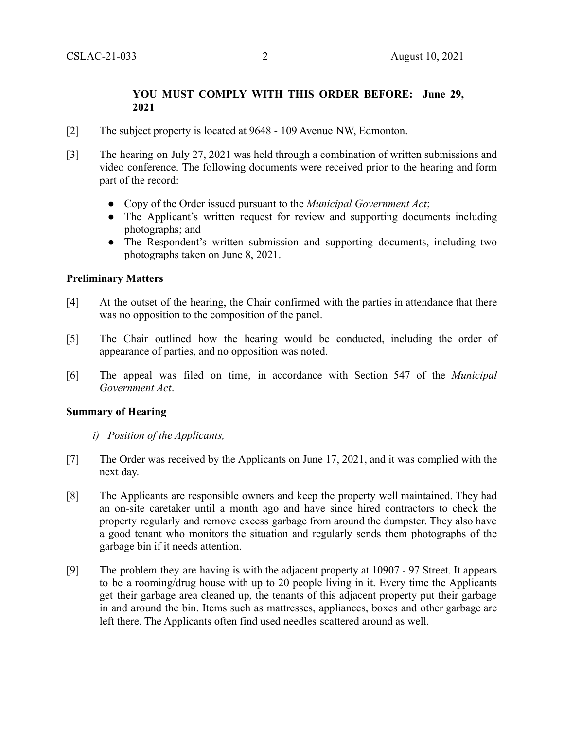**YOU MUST COMPLY WITH THIS ORDER BEFORE: June 29, 2021**

[2] The subject property is located at 9648 - 109 Avenue NW, Edmonton.

[3] The hearing on July 27, 2021 was held through a combination of written submissions and video conference. The following documents were received prior to the hearing and form part of the record:

- Copy of the Order issued pursuant to the *Municipal Government Act*;
- The Applicant's written request for review and supporting documents including photographs; and
- The Respondent's written submission and supporting documents, including two photographs taken on June 8, 2021.

**Preliminary Matters**

[4] At the outset of the hearing, the Chair confirmed with the parties in attendance that there was no opposition to the composition of the panel.

[5] The Chair outlined how the hearing would be conducted, including the order of appearance of parties, and no opposition was noted.

[6] The appeal was filed on time, in accordance with Section 547 of the *Municipal Government Act*.

**Summary of Hearing**

*i) Position of the Applicants,*

[7] The Order was received by the Applicants on June 17, 2021, and it was complied with the next day.

[8] The Applicants are responsible owners and keep the property well maintained. They had an on-site caretaker until a month ago and have since hired contractors to check the property regularly and remove excess garbage from around the dumpster. They also have a good tenant who monitors the situation and regularly sends them photographs of the garbage bin if it needs attention.

[9] The problem they are having is with the adjacent property at 10907 - 97 Street. It appears to be a rooming/drug house with up to 20 people living in it. Every time the Applicants get their garbage area cleaned up, the tenants of this adjacent property put their garbage in and around the bin. Items such as mattresses, appliances, boxes and other garbage are left there. The Applicants often find used needles scattered around as well.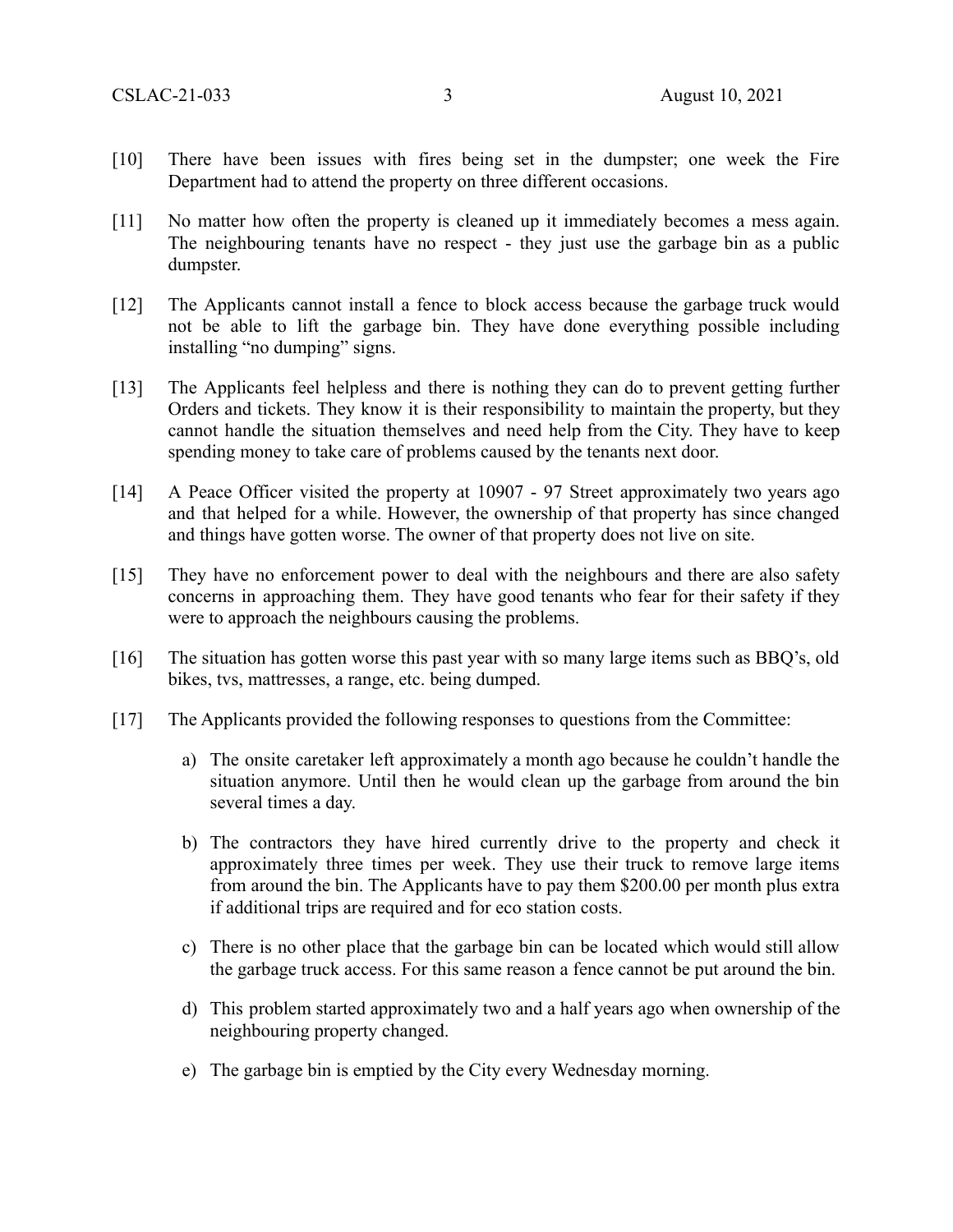[10] There have been issues with fires being set in the dumpster; one week the Fire Department had to attend the property on three different occasions.

[11] No matter how often the property is cleaned up it immediately becomes a mess again. The neighbouring tenants have no respect - they just use the garbage bin as a public dumpster.

[12] The Applicants cannot install a fence to block access because the garbage truck would not be able to lift the garbage bin. They have done everything possible including installing "no dumping" signs.

[13] The Applicants feel helpless and there is nothing they can do to prevent getting further Orders and tickets. They know it is their responsibility to maintain the property, but they cannot handle the situation themselves and need help from the City. They have to keep spending money to take care of problems caused by the tenants next door.

[14] A Peace Officer visited the property at 10907 - 97 Street approximately two years ago and that helped for a while. However, the ownership of that property has since changed and things have gotten worse. The owner of that property does not live on site.

[15] They have no enforcement power to deal with the neighbours and there are also safety concerns in approaching them. They have good tenants who fear for their safety if they were to approach the neighbours causing the problems.

[16] The situation has gotten worse this past year with so many large items such as BBQ's, old bikes, tvs, mattresses, a range, etc. being dumped.

[17] The Applicants provided the following responses to questions from the Committee:

a) The onsite caretaker left approximately a month ago because he couldn't handle the situation anymore. Until then he would clean up the garbage from around the bin several times a day.

b) The contractors they have hired currently drive to the property and check it approximately three times per week. They use their truck to remove large items from around the bin. The Applicants have to pay them $200.00 per month plus extra if additional trips are required and for eco station costs.

c) There is no other place that the garbage bin can be located which would still allow the garbage truck access. For this same reason a fence cannot be put around the bin.

d) This problem started approximately two and a half years ago when ownership of the neighbouring property changed.

e) The garbage bin is emptied by the City every Wednesday morning.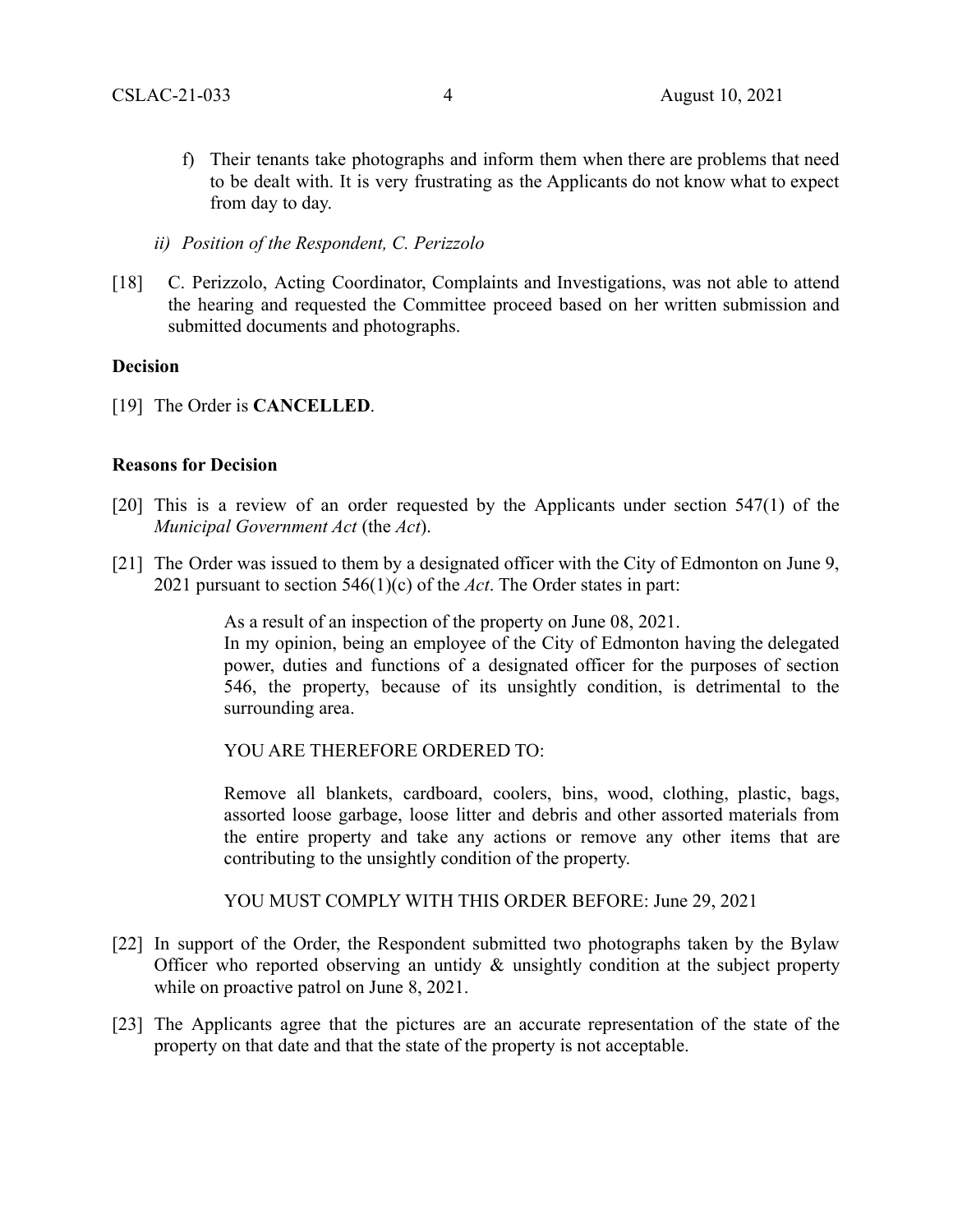f) Their tenants take photographs and inform them when there are problems that need to be dealt with. It is very frustrating as the Applicants do not know what to expect from day to day.

*ii) Position of the Respondent, C. Perizzolo*

[18] C. Perizzolo, Acting Coordinator, Complaints and Investigations, was not able to attend the hearing and requested the Committee proceed based on her written submission and submitted documents and photographs.

**Decision**

[19] The Order is **CANCELLED**.

**Reasons for Decision**

[20] This is a review of an order requested by the Applicants under section 547(1) of the *Municipal Government Act* (the *Act*).

[21] The Order was issued to them by a designated officer with the City of Edmonton on June 9, 2021 pursuant to section 546(1)(c) of the *Act*. The Order states in part:

> As a result of an inspection of the property on June 08, 2021.
> In my opinion, being an employee of the City of Edmonton having the delegated power, duties and functions of a designated officer for the purposes of section 546, the property, because of its unsightly condition, is detrimental to the surrounding area.
>
> YOU ARE THEREFORE ORDERED TO:
>
> Remove all blankets, cardboard, coolers, bins, wood, clothing, plastic, bags, assorted loose garbage, loose litter and debris and other assorted materials from the entire property and take any actions or remove any other items that are contributing to the unsightly condition of the property.
>
> YOU MUST COMPLY WITH THIS ORDER BEFORE: June 29, 2021

[22] In support of the Order, the Respondent submitted two photographs taken by the Bylaw Officer who reported observing an untidy & unsightly condition at the subject property while on proactive patrol on June 8, 2021.

[23] The Applicants agree that the pictures are an accurate representation of the state of the property on that date and that the state of the property is not acceptable.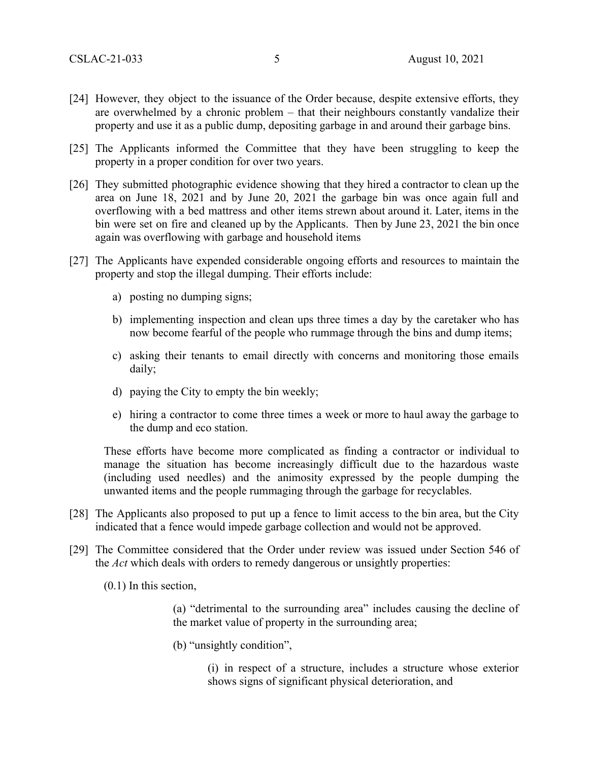[24] However, they object to the issuance of the Order because, despite extensive efforts, they are overwhelmed by a chronic problem – that their neighbours constantly vandalize their property and use it as a public dump, depositing garbage in and around their garbage bins.

[25] The Applicants informed the Committee that they have been struggling to keep the property in a proper condition for over two years.

[26] They submitted photographic evidence showing that they hired a contractor to clean up the area on June 18, 2021 and by June 20, 2021 the garbage bin was once again full and overflowing with a bed mattress and other items strewn about around it. Later, items in the bin were set on fire and cleaned up by the Applicants. Then by June 23, 2021 the bin once again was overflowing with garbage and household items

[27] The Applicants have expended considerable ongoing efforts and resources to maintain the property and stop the illegal dumping. Their efforts include:

   a) posting no dumping signs;

   b) implementing inspection and clean ups three times a day by the caretaker who has now become fearful of the people who rummage through the bins and dump items;

   c) asking their tenants to email directly with concerns and monitoring those emails daily;

   d) paying the City to empty the bin weekly;

   e) hiring a contractor to come three times a week or more to haul away the garbage to the dump and eco station.

These efforts have become more complicated as finding a contractor or individual to manage the situation has become increasingly difficult due to the hazardous waste (including used needles) and the animosity expressed by the people dumping the unwanted items and the people rummaging through the garbage for recyclables.

[28] The Applicants also proposed to put up a fence to limit access to the bin area, but the City indicated that a fence would impede garbage collection and would not be approved.

[29] The Committee considered that the Order under review was issued under Section 546 of the *Act* which deals with orders to remedy dangerous or unsightly properties:

(0.1) In this section,

> (a) "detrimental to the surrounding area" includes causing the decline of the market value of property in the surrounding area;
>
> (b) "unsightly condition",
>
> > (i) in respect of a structure, includes a structure whose exterior shows signs of significant physical deterioration, and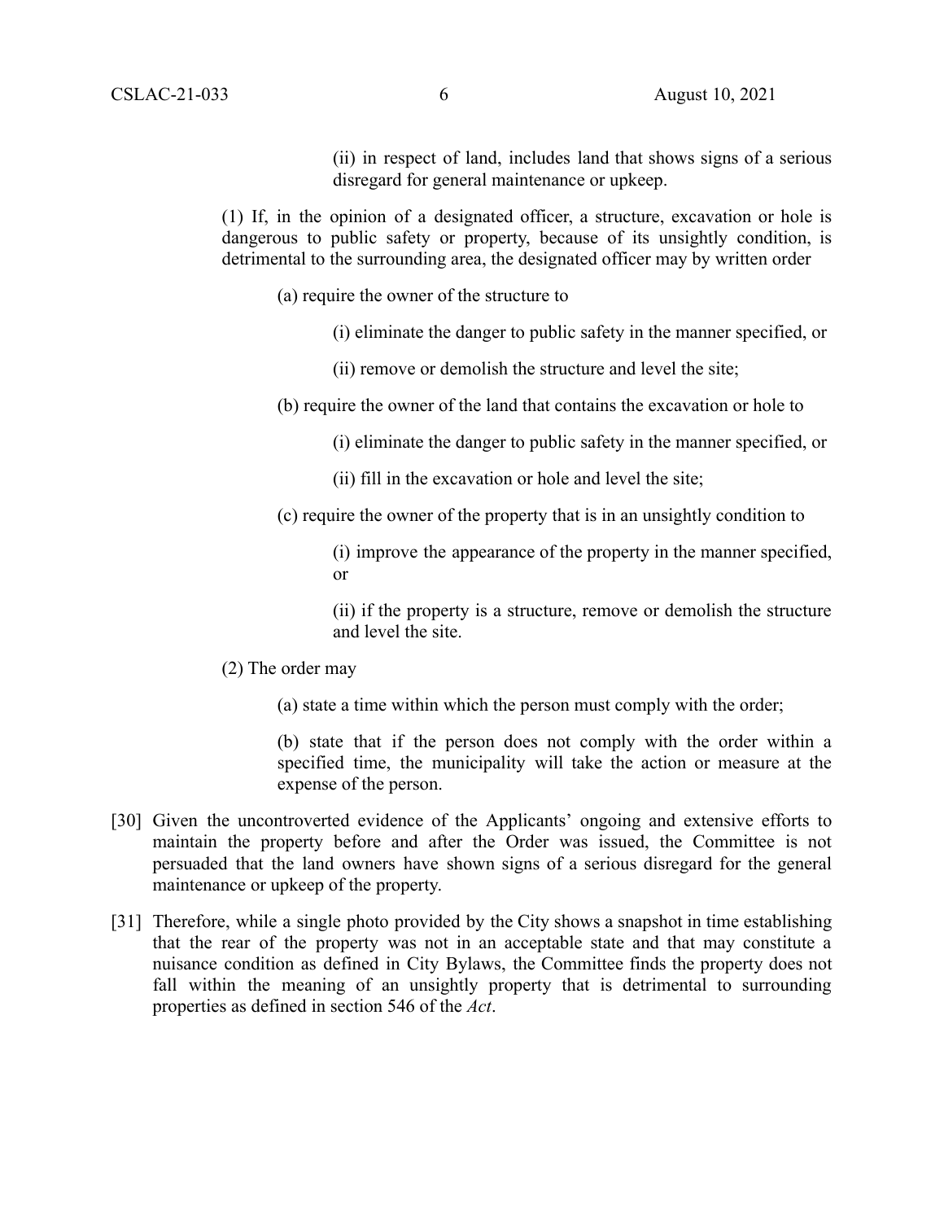> (ii) in respect of land, includes land that shows signs of a serious disregard for general maintenance or upkeep.

> (1) If, in the opinion of a designated officer, a structure, excavation or hole is dangerous to public safety or property, because of its unsightly condition, is detrimental to the surrounding area, the designated officer may by written order
>
> (a) require the owner of the structure to
>
> (i) eliminate the danger to public safety in the manner specified, or
>
> (ii) remove or demolish the structure and level the site;
>
> (b) require the owner of the land that contains the excavation or hole to
>
> (i) eliminate the danger to public safety in the manner specified, or
>
> (ii) fill in the excavation or hole and level the site;
>
> (c) require the owner of the property that is in an unsightly condition to
>
> (i) improve the appearance of the property in the manner specified, or
>
> (ii) if the property is a structure, remove or demolish the structure and level the site.
>
> (2) The order may
>
> (a) state a time within which the person must comply with the order;
>
> (b) state that if the person does not comply with the order within a specified time, the municipality will take the action or measure at the expense of the person.

[30] Given the uncontroverted evidence of the Applicants' ongoing and extensive efforts to maintain the property before and after the Order was issued, the Committee is not persuaded that the land owners have shown signs of a serious disregard for the general maintenance or upkeep of the property.

[31] Therefore, while a single photo provided by the City shows a snapshot in time establishing that the rear of the property was not in an acceptable state and that may constitute a nuisance condition as defined in City Bylaws, the Committee finds the property does not fall within the meaning of an unsightly property that is detrimental to surrounding properties as defined in section 546 of the *Act*.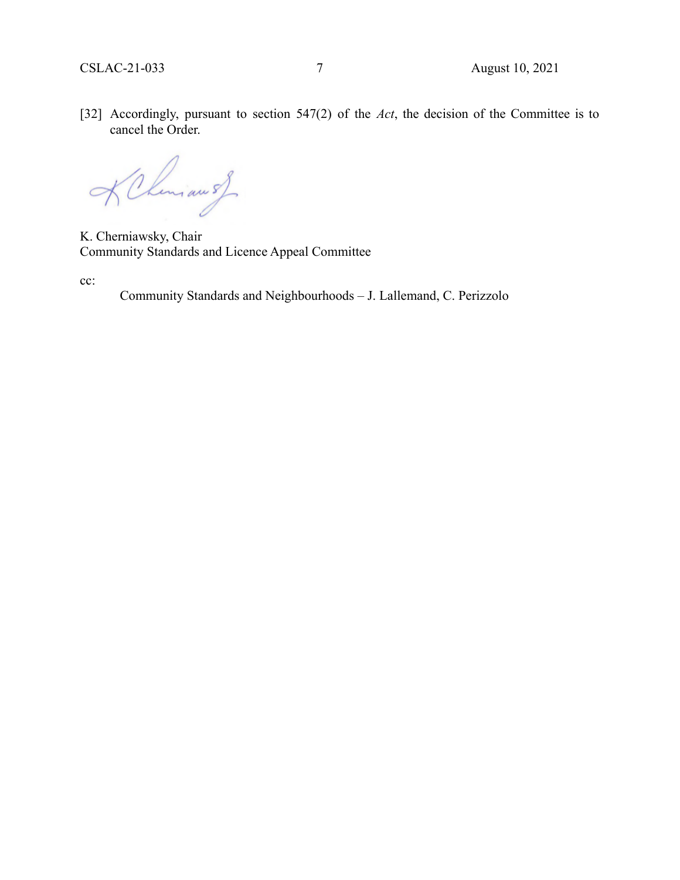[32] Accordingly, pursuant to section 547(2) of the *Act*, the decision of the Committee is to cancel the Order.

K. Cherniawsky, Chair
Community Standards and Licence Appeal Committee

cc:

Community Standards and Neighbourhoods – J. Lallemand, C. Perizzolo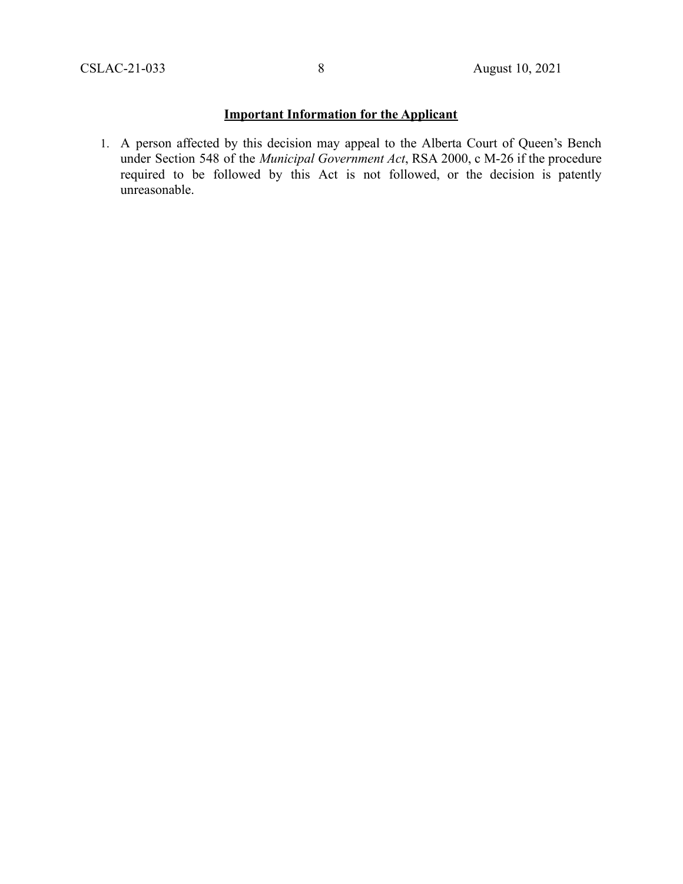**Important Information for the Applicant**

1. A person affected by this decision may appeal to the Alberta Court of Queen's Bench under Section 548 of the *Municipal Government Act*, RSA 2000, c M-26 if the procedure required to be followed by this Act is not followed, or the decision is patently unreasonable.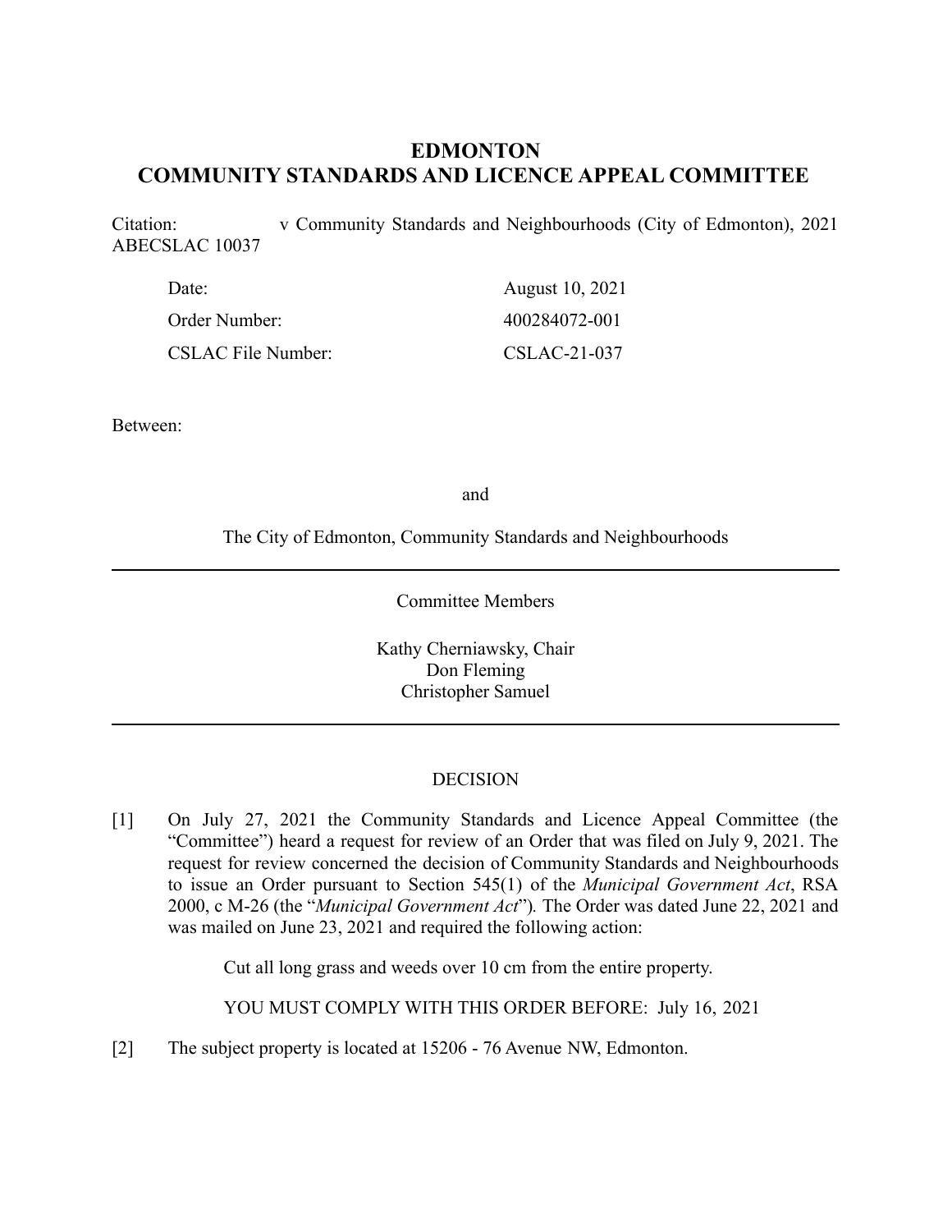# EDMONTON
# COMMUNITY STANDARDS AND LICENCE APPEAL COMMITTEE

Citation: v Community Standards and Neighbourhoods (City of Edmonton), 2021 ABECSLAC 10037

| | |
|---|---|
| Date: | August 10, 2021 |
| Order Number: | 400284072-001 |
| CSLAC File Number: | CSLAC-21-037 |

Between:

and

The City of Edmonton, Community Standards and Neighbourhoods

---

Committee Members

Kathy Cherniawsky, Chair
Don Fleming
Christopher Samuel

---

DECISION

[1] On July 27, 2021 the Community Standards and Licence Appeal Committee (the "Committee") heard a request for review of an Order that was filed on July 9, 2021. The request for review concerned the decision of Community Standards and Neighbourhoods to issue an Order pursuant to Section 545(1) of the *Municipal Government Act*, RSA 2000, c M-26 (the "*Municipal Government Act*")*.* The Order was dated June 22, 2021 and was mailed on June 23, 2021 and required the following action:

> Cut all long grass and weeds over 10 cm from the entire property.
>
> YOU MUST COMPLY WITH THIS ORDER BEFORE: July 16, 2021

[2] The subject property is located at 15206 - 76 Avenue NW, Edmonton.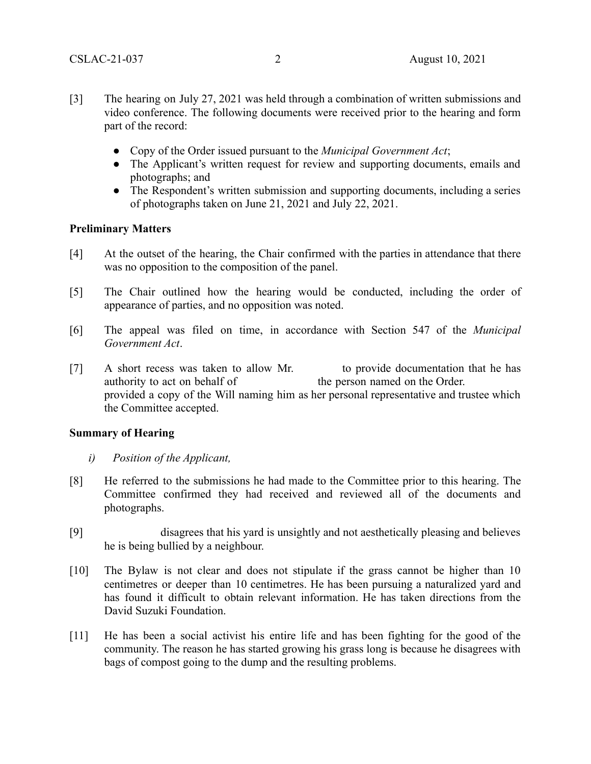[3] The hearing on July 27, 2021 was held through a combination of written submissions and video conference. The following documents were received prior to the hearing and form part of the record:

- Copy of the Order issued pursuant to the *Municipal Government Act*;
- The Applicant's written request for review and supporting documents, emails and photographs; and
- The Respondent's written submission and supporting documents, including a series of photographs taken on June 21, 2021 and July 22, 2021.

**Preliminary Matters**

[4] At the outset of the hearing, the Chair confirmed with the parties in attendance that there was no opposition to the composition of the panel.

[5] The Chair outlined how the hearing would be conducted, including the order of appearance of parties, and no opposition was noted.

[6] The appeal was filed on time, in accordance with Section 547 of the *Municipal Government Act*.

[7] A short recess was taken to allow Mr. to provide documentation that he has authority to act on behalf of the person named on the Order. provided a copy of the Will naming him as her personal representative and trustee which the Committee accepted.

**Summary of Hearing**

*i) Position of the Applicant,*

[8] He referred to the submissions he had made to the Committee prior to this hearing. The Committee confirmed they had received and reviewed all of the documents and photographs.

[9] disagrees that his yard is unsightly and not aesthetically pleasing and believes he is being bullied by a neighbour.

[10] The Bylaw is not clear and does not stipulate if the grass cannot be higher than 10 centimetres or deeper than 10 centimetres. He has been pursuing a naturalized yard and has found it difficult to obtain relevant information. He has taken directions from the David Suzuki Foundation.

[11] He has been a social activist his entire life and has been fighting for the good of the community. The reason he has started growing his grass long is because he disagrees with bags of compost going to the dump and the resulting problems.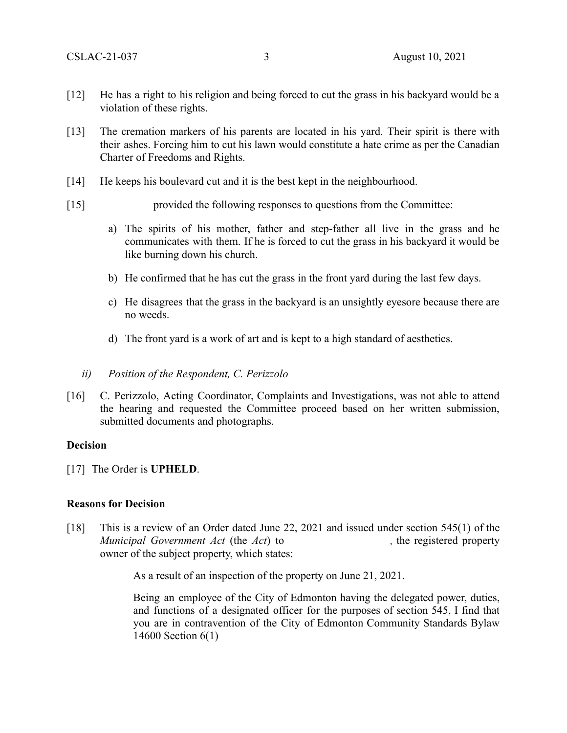[12] He has a right to his religion and being forced to cut the grass in his backyard would be a violation of these rights.

[13] The cremation markers of his parents are located in his yard. Their spirit is there with their ashes. Forcing him to cut his lawn would constitute a hate crime as per the Canadian Charter of Freedoms and Rights.

[14] He keeps his boulevard cut and it is the best kept in the neighbourhood.

[15] provided the following responses to questions from the Committee:

a) The spirits of his mother, father and step-father all live in the grass and he communicates with them. If he is forced to cut the grass in his backyard it would be like burning down his church.

b) He confirmed that he has cut the grass in the front yard during the last few days.

c) He disagrees that the grass in the backyard is an unsightly eyesore because there are no weeds.

d) The front yard is a work of art and is kept to a high standard of aesthetics.

*ii) Position of the Respondent, C. Perizzolo*

[16] C. Perizzolo, Acting Coordinator, Complaints and Investigations, was not able to attend the hearing and requested the Committee proceed based on her written submission, submitted documents and photographs.

**Decision**

[17] The Order is **UPHELD**.

**Reasons for Decision**

[18] This is a review of an Order dated June 22, 2021 and issued under section 545(1) of the *Municipal Government Act* (the *Act*) to , the registered property owner of the subject property, which states:

> As a result of an inspection of the property on June 21, 2021.
>
> Being an employee of the City of Edmonton having the delegated power, duties, and functions of a designated officer for the purposes of section 545, I find that you are in contravention of the City of Edmonton Community Standards Bylaw 14600 Section 6(1)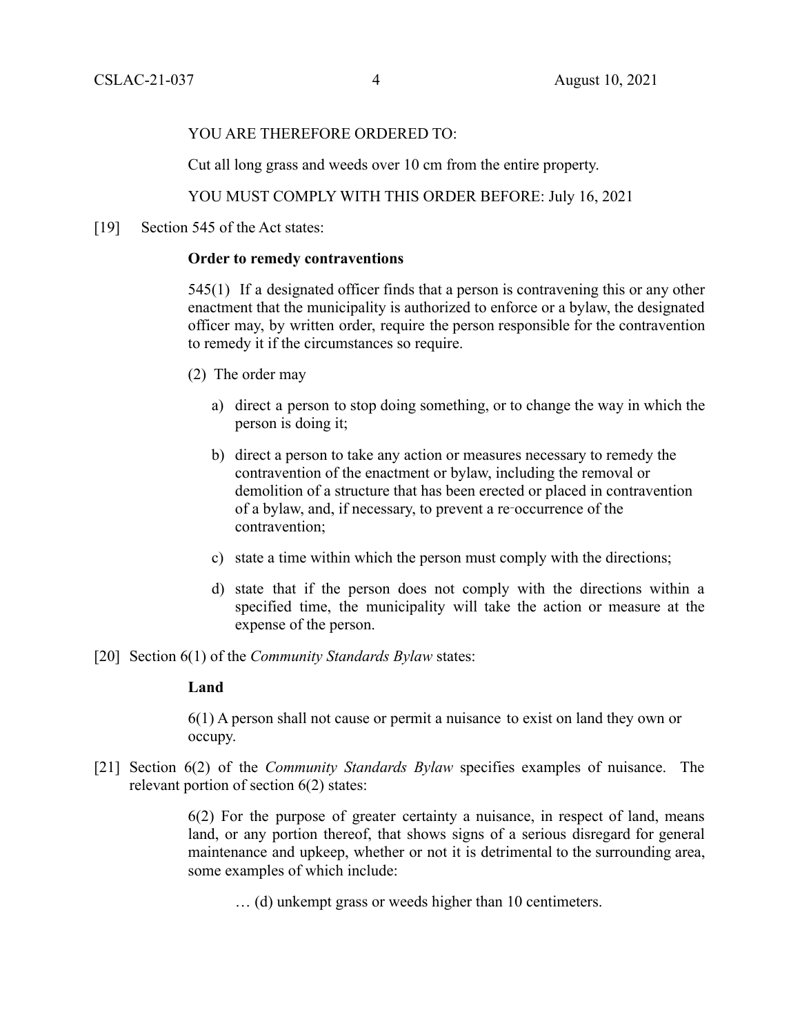YOU ARE THEREFORE ORDERED TO:

Cut all long grass and weeds over 10 cm from the entire property.

YOU MUST COMPLY WITH THIS ORDER BEFORE: July 16, 2021

[19] Section 545 of the Act states:

> **Order to remedy contraventions**
>
> 545(1) If a designated officer finds that a person is contravening this or any other enactment that the municipality is authorized to enforce or a bylaw, the designated officer may, by written order, require the person responsible for the contravention to remedy it if the circumstances so require.
>
> (2) The order may
>
> a) direct a person to stop doing something, or to change the way in which the person is doing it;
>
> b) direct a person to take any action or measures necessary to remedy the contravention of the enactment or bylaw, including the removal or demolition of a structure that has been erected or placed in contravention of a bylaw, and, if necessary, to prevent a re-occurrence of the contravention;
>
> c) state a time within which the person must comply with the directions;
>
> d) state that if the person does not comply with the directions within a specified time, the municipality will take the action or measure at the expense of the person.

[20] Section 6(1) of the *Community Standards Bylaw* states:

> **Land**
>
> 6(1) A person shall not cause or permit a nuisance to exist on land they own or occupy.

[21] Section 6(2) of the *Community Standards Bylaw* specifies examples of nuisance. The relevant portion of section 6(2) states:

> 6(2) For the purpose of greater certainty a nuisance, in respect of land, means land, or any portion thereof, that shows signs of a serious disregard for general maintenance and upkeep, whether or not it is detrimental to the surrounding area, some examples of which include:
>
> … (d) unkempt grass or weeds higher than 10 centimeters.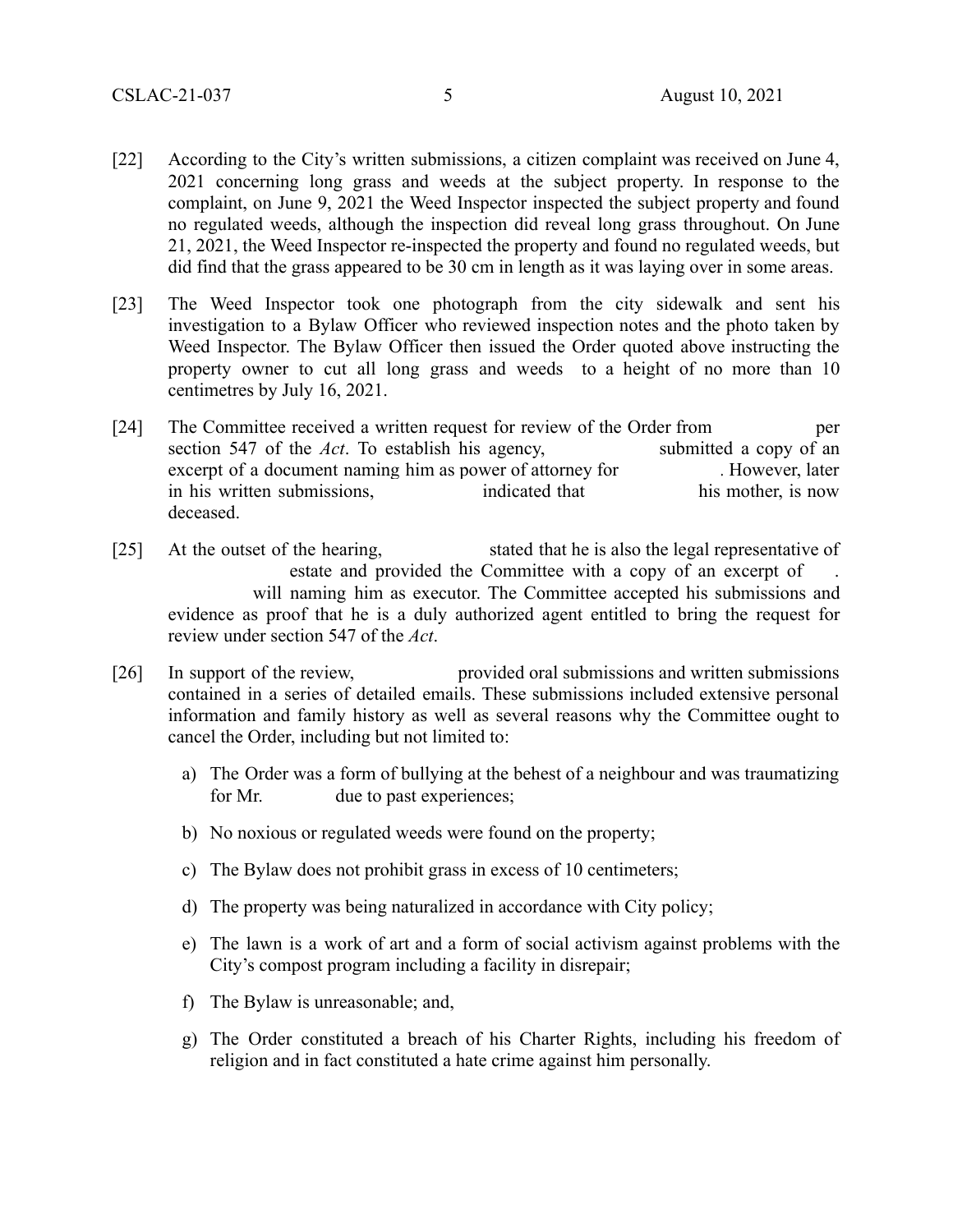[22] According to the City's written submissions, a citizen complaint was received on June 4, 2021 concerning long grass and weeds at the subject property. In response to the complaint, on June 9, 2021 the Weed Inspector inspected the subject property and found no regulated weeds, although the inspection did reveal long grass throughout. On June 21, 2021, the Weed Inspector re-inspected the property and found no regulated weeds, but did find that the grass appeared to be 30 cm in length as it was laying over in some areas.

[23] The Weed Inspector took one photograph from the city sidewalk and sent his investigation to a Bylaw Officer who reviewed inspection notes and the photo taken by Weed Inspector. The Bylaw Officer then issued the Order quoted above instructing the property owner to cut all long grass and weeds to a height of no more than 10 centimetres by July 16, 2021.

[24] The Committee received a written request for review of the Order from per section 547 of the *Act*. To establish his agency, submitted a copy of an excerpt of a document naming him as power of attorney for . However, later in his written submissions, indicated that his mother, is now deceased.

[25] At the outset of the hearing, stated that he is also the legal representative of estate and provided the Committee with a copy of an excerpt of . will naming him as executor. The Committee accepted his submissions and evidence as proof that he is a duly authorized agent entitled to bring the request for review under section 547 of the *Act*.

[26] In support of the review, provided oral submissions and written submissions contained in a series of detailed emails. These submissions included extensive personal information and family history as well as several reasons why the Committee ought to cancel the Order, including but not limited to:

a) The Order was a form of bullying at the behest of a neighbour and was traumatizing for Mr. due to past experiences;

b) No noxious or regulated weeds were found on the property;

c) The Bylaw does not prohibit grass in excess of 10 centimeters;

d) The property was being naturalized in accordance with City policy;

e) The lawn is a work of art and a form of social activism against problems with the City's compost program including a facility in disrepair;

f) The Bylaw is unreasonable; and,

g) The Order constituted a breach of his Charter Rights, including his freedom of religion and in fact constituted a hate crime against him personally.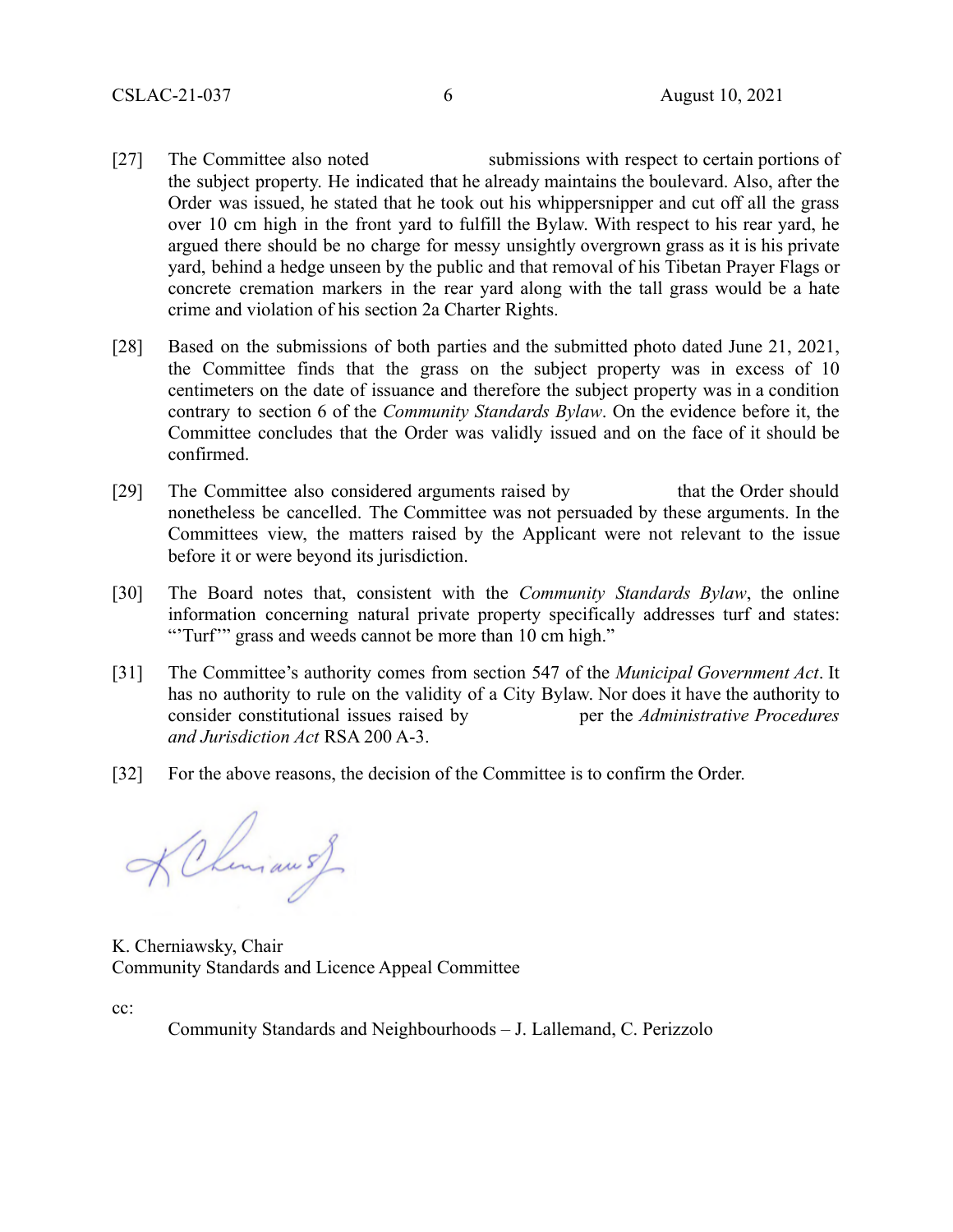[27] The Committee also noted submissions with respect to certain portions of the subject property. He indicated that he already maintains the boulevard. Also, after the Order was issued, he stated that he took out his whippersnipper and cut off all the grass over 10 cm high in the front yard to fulfill the Bylaw. With respect to his rear yard, he argued there should be no charge for messy unsightly overgrown grass as it is his private yard, behind a hedge unseen by the public and that removal of his Tibetan Prayer Flags or concrete cremation markers in the rear yard along with the tall grass would be a hate crime and violation of his section 2a Charter Rights.

[28] Based on the submissions of both parties and the submitted photo dated June 21, 2021, the Committee finds that the grass on the subject property was in excess of 10 centimeters on the date of issuance and therefore the subject property was in a condition contrary to section 6 of the *Community Standards Bylaw*. On the evidence before it, the Committee concludes that the Order was validly issued and on the face of it should be confirmed.

[29] The Committee also considered arguments raised by that the Order should nonetheless be cancelled. The Committee was not persuaded by these arguments. In the Committees view, the matters raised by the Applicant were not relevant to the issue before it or were beyond its jurisdiction.

[30] The Board notes that, consistent with the *Community Standards Bylaw*, the online information concerning natural private property specifically addresses turf and states: "'Turf'" grass and weeds cannot be more than 10 cm high."

[31] The Committee's authority comes from section 547 of the *Municipal Government Act*. It has no authority to rule on the validity of a City Bylaw. Nor does it have the authority to consider constitutional issues raised by per the *Administrative Procedures and Jurisdiction Act* RSA 200 A-3.

[32] For the above reasons, the decision of the Committee is to confirm the Order.

K. Cherniawsky, Chair
Community Standards and Licence Appeal Committee

cc:

Community Standards and Neighbourhoods – J. Lallemand, C. Perizzolo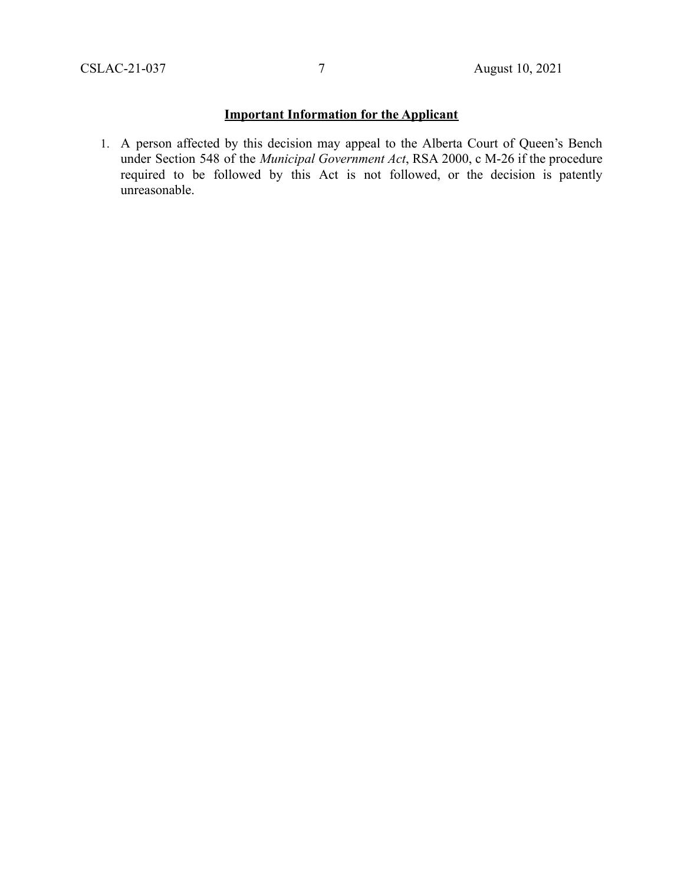**Important Information for the Applicant**

1. A person affected by this decision may appeal to the Alberta Court of Queen's Bench under Section 548 of the *Municipal Government Act*, RSA 2000, c M-26 if the procedure required to be followed by this Act is not followed, or the decision is patently unreasonable.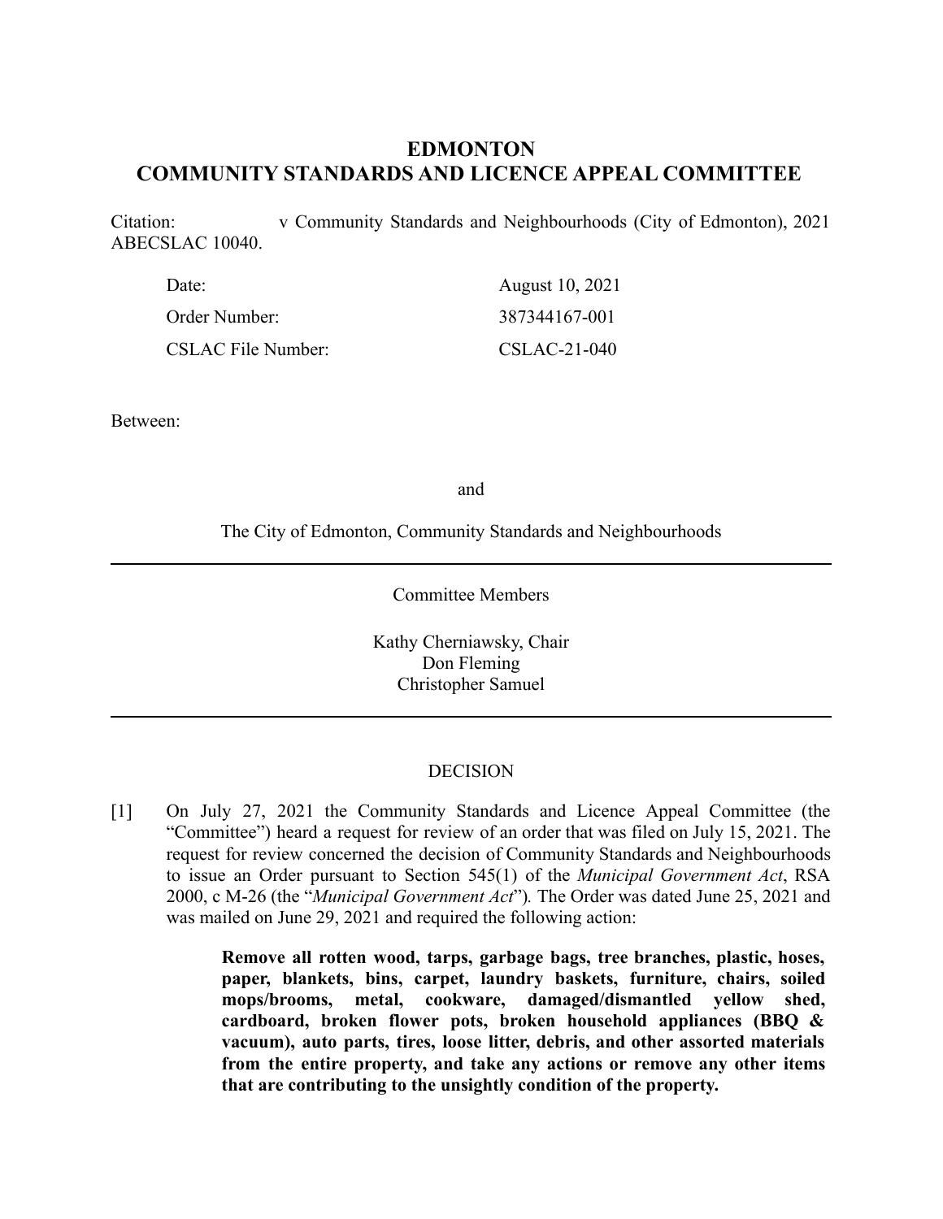# EDMONTON
# COMMUNITY STANDARDS AND LICENCE APPEAL COMMITTEE

Citation: v Community Standards and Neighbourhoods (City of Edmonton), 2021 ABECSLAC 10040.

| | |
|---|---|
| Date: | August 10, 2021 |
| Order Number: | 387344167-001 |
| CSLAC File Number: | CSLAC-21-040 |

Between:

and

The City of Edmonton, Community Standards and Neighbourhoods

---

Committee Members

Kathy Cherniawsky, Chair
Don Fleming
Christopher Samuel

---

DECISION

[1] On July 27, 2021 the Community Standards and Licence Appeal Committee (the "Committee") heard a request for review of an order that was filed on July 15, 2021. The request for review concerned the decision of Community Standards and Neighbourhoods to issue an Order pursuant to Section 545(1) of the *Municipal Government Act*, RSA 2000, c M-26 (the "*Municipal Government Act*"). The Order was dated June 25, 2021 and was mailed on June 29, 2021 and required the following action:

> **Remove all rotten wood, tarps, garbage bags, tree branches, plastic, hoses, paper, blankets, bins, carpet, laundry baskets, furniture, chairs, soiled mops/brooms, metal, cookware, damaged/dismantled yellow shed, cardboard, broken flower pots, broken household appliances (BBQ & vacuum), auto parts, tires, loose litter, debris, and other assorted materials from the entire property, and take any actions or remove any other items that are contributing to the unsightly condition of the property.**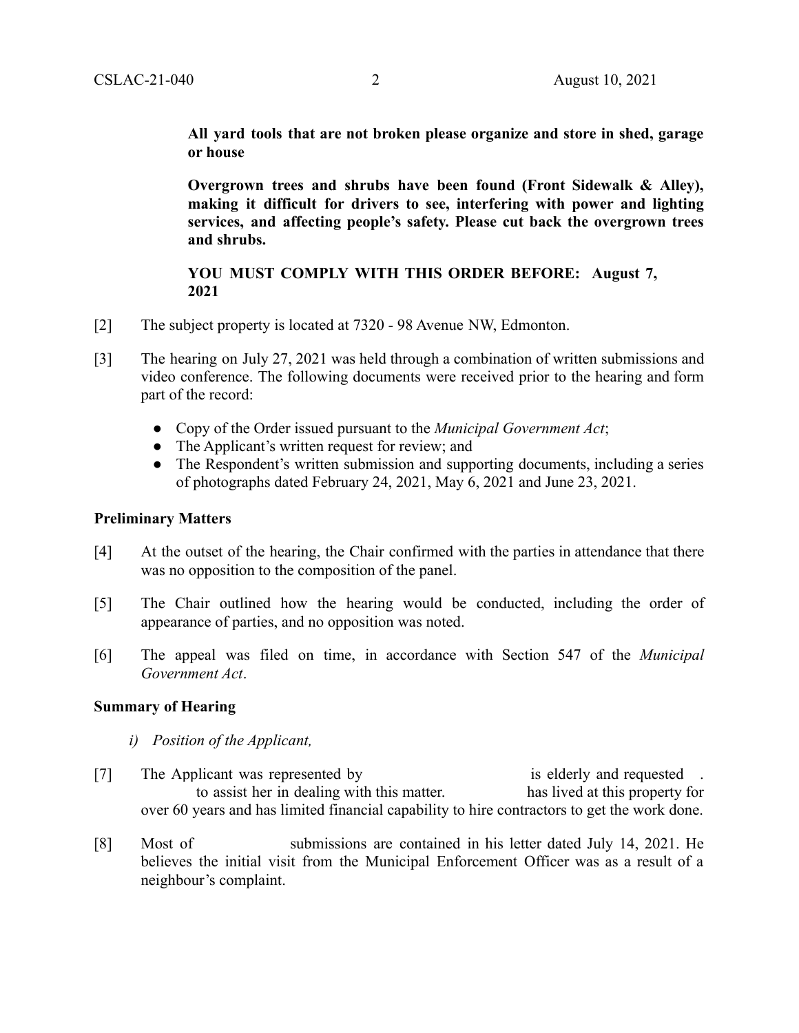**All yard tools that are not broken please organize and store in shed, garage or house**

**Overgrown trees and shrubs have been found (Front Sidewalk & Alley), making it difficult for drivers to see, interfering with power and lighting services, and affecting people's safety. Please cut back the overgrown trees and shrubs.**

**YOU MUST COMPLY WITH THIS ORDER BEFORE: August 7, 2021**

[2] The subject property is located at 7320 - 98 Avenue NW, Edmonton.

[3] The hearing on July 27, 2021 was held through a combination of written submissions and video conference. The following documents were received prior to the hearing and form part of the record:

- Copy of the Order issued pursuant to the *Municipal Government Act*;
- The Applicant's written request for review; and
- The Respondent's written submission and supporting documents, including a series of photographs dated February 24, 2021, May 6, 2021 and June 23, 2021.

### Preliminary Matters

[4] At the outset of the hearing, the Chair confirmed with the parties in attendance that there was no opposition to the composition of the panel.

[5] The Chair outlined how the hearing would be conducted, including the order of appearance of parties, and no opposition was noted.

[6] The appeal was filed on time, in accordance with Section 547 of the *Municipal Government Act*.

### Summary of Hearing

*i) Position of the Applicant,*

[7] The Applicant was represented by is elderly and requested . to assist her in dealing with this matter. has lived at this property for over 60 years and has limited financial capability to hire contractors to get the work done.

[8] Most of submissions are contained in his letter dated July 14, 2021. He believes the initial visit from the Municipal Enforcement Officer was as a result of a neighbour's complaint.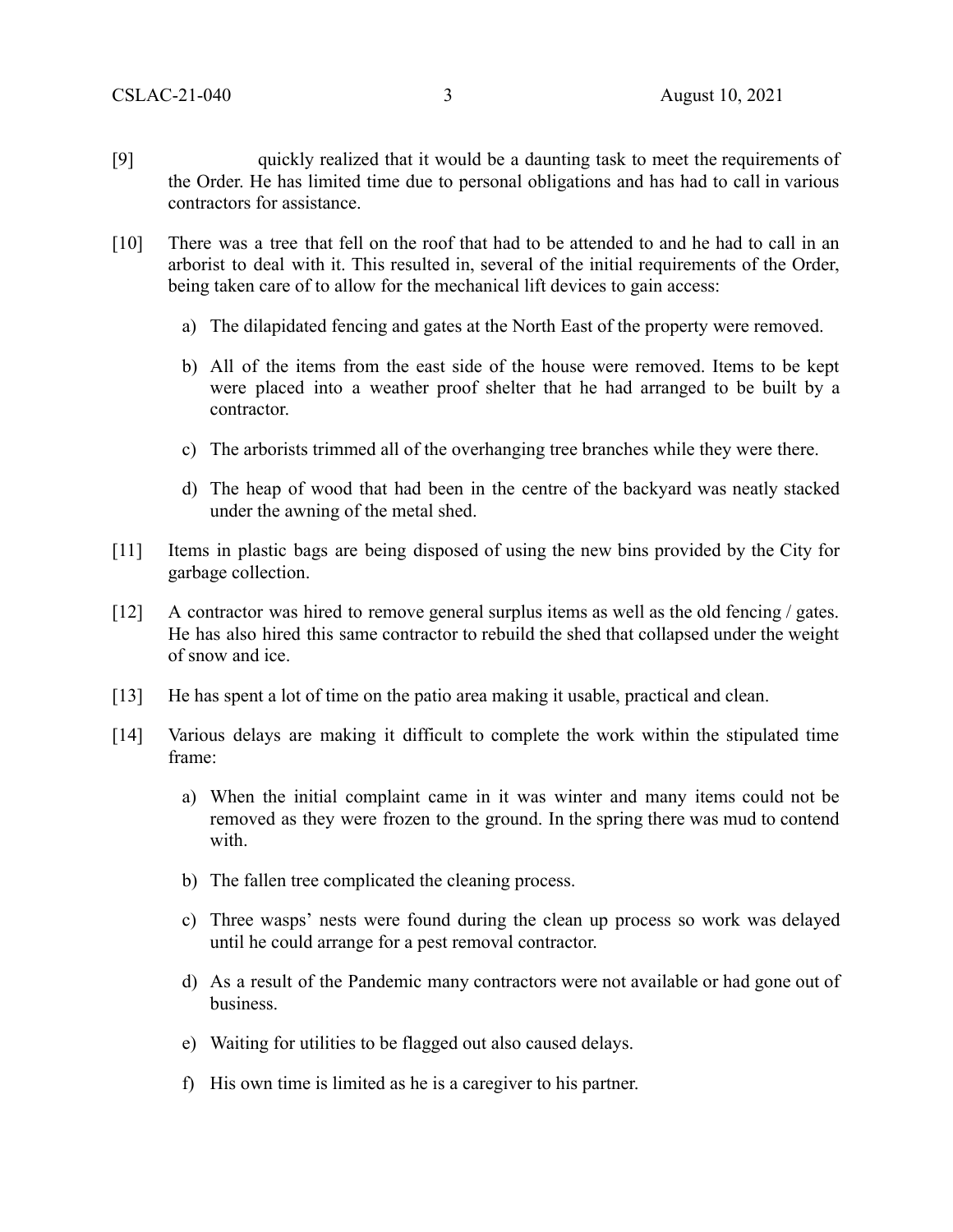[9] quickly realized that it would be a daunting task to meet the requirements of the Order. He has limited time due to personal obligations and has had to call in various contractors for assistance.

[10] There was a tree that fell on the roof that had to be attended to and he had to call in an arborist to deal with it. This resulted in, several of the initial requirements of the Order, being taken care of to allow for the mechanical lift devices to gain access:

a) The dilapidated fencing and gates at the North East of the property were removed.

b) All of the items from the east side of the house were removed. Items to be kept were placed into a weather proof shelter that he had arranged to be built by a contractor.

c) The arborists trimmed all of the overhanging tree branches while they were there.

d) The heap of wood that had been in the centre of the backyard was neatly stacked under the awning of the metal shed.

[11] Items in plastic bags are being disposed of using the new bins provided by the City for garbage collection.

[12] A contractor was hired to remove general surplus items as well as the old fencing / gates. He has also hired this same contractor to rebuild the shed that collapsed under the weight of snow and ice.

[13] He has spent a lot of time on the patio area making it usable, practical and clean.

[14] Various delays are making it difficult to complete the work within the stipulated time frame:

a) When the initial complaint came in it was winter and many items could not be removed as they were frozen to the ground. In the spring there was mud to contend with.

b) The fallen tree complicated the cleaning process.

c) Three wasps' nests were found during the clean up process so work was delayed until he could arrange for a pest removal contractor.

d) As a result of the Pandemic many contractors were not available or had gone out of business.

e) Waiting for utilities to be flagged out also caused delays.

f) His own time is limited as he is a caregiver to his partner.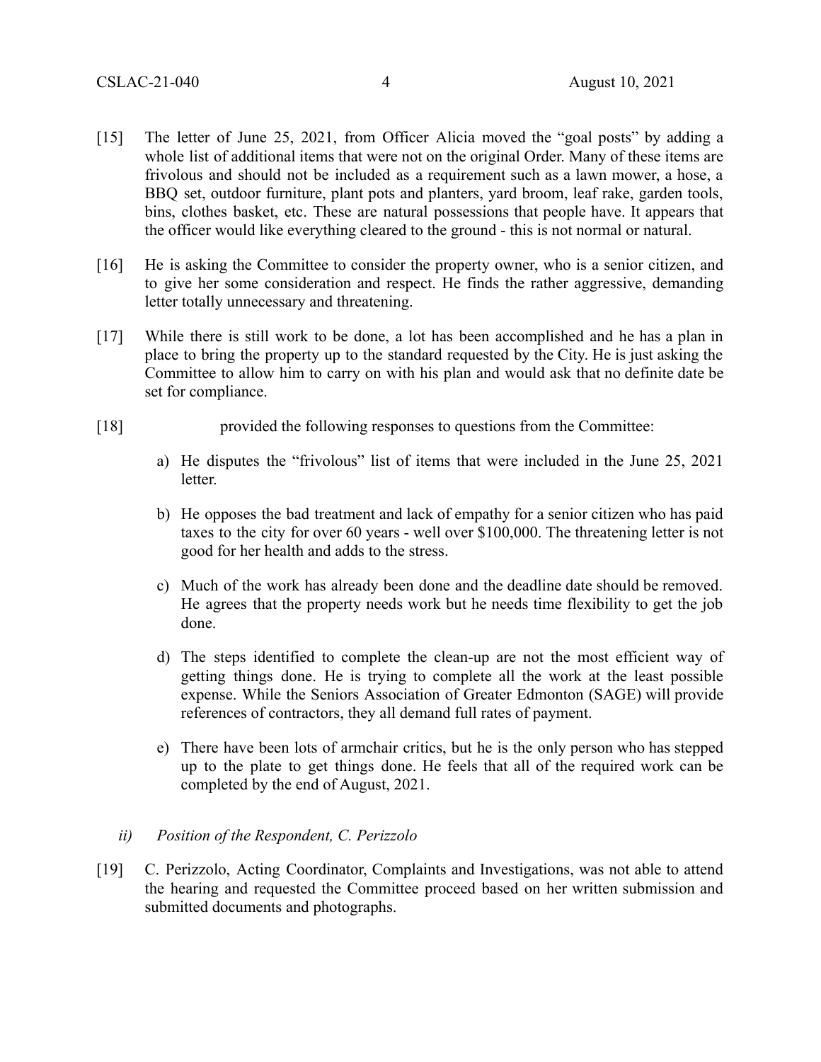[15] The letter of June 25, 2021, from Officer Alicia moved the "goal posts" by adding a whole list of additional items that were not on the original Order. Many of these items are frivolous and should not be included as a requirement such as a lawn mower, a hose, a BBQ set, outdoor furniture, plant pots and planters, yard broom, leaf rake, garden tools, bins, clothes basket, etc. These are natural possessions that people have. It appears that the officer would like everything cleared to the ground - this is not normal or natural.

[16] He is asking the Committee to consider the property owner, who is a senior citizen, and to give her some consideration and respect. He finds the rather aggressive, demanding letter totally unnecessary and threatening.

[17] While there is still work to be done, a lot has been accomplished and he has a plan in place to bring the property up to the standard requested by the City. He is just asking the Committee to allow him to carry on with his plan and would ask that no definite date be set for compliance.

[18] provided the following responses to questions from the Committee:

a) He disputes the "frivolous" list of items that were included in the June 25, 2021 letter.

b) He opposes the bad treatment and lack of empathy for a senior citizen who has paid taxes to the city for over 60 years - well over $100,000. The threatening letter is not good for her health and adds to the stress.

c) Much of the work has already been done and the deadline date should be removed. He agrees that the property needs work but he needs time flexibility to get the job done.

d) The steps identified to complete the clean-up are not the most efficient way of getting things done. He is trying to complete all the work at the least possible expense. While the Seniors Association of Greater Edmonton (SAGE) will provide references of contractors, they all demand full rates of payment.

e) There have been lots of armchair critics, but he is the only person who has stepped up to the plate to get things done. He feels that all of the required work can be completed by the end of August, 2021.

*ii) Position of the Respondent, C. Perizzolo*

[19] C. Perizzolo, Acting Coordinator, Complaints and Investigations, was not able to attend the hearing and requested the Committee proceed based on her written submission and submitted documents and photographs.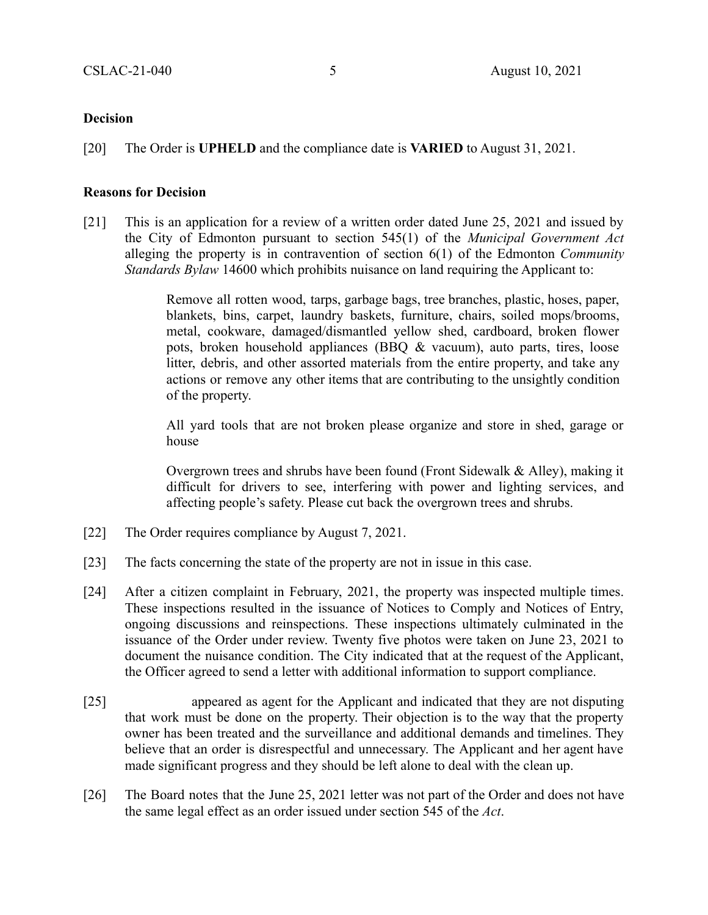**Decision**

[20] The Order is **UPHELD** and the compliance date is **VARIED** to August 31, 2021.

**Reasons for Decision**

[21] This is an application for a review of a written order dated June 25, 2021 and issued by the City of Edmonton pursuant to section 545(1) of the *Municipal Government Act* alleging the property is in contravention of section 6(1) of the Edmonton *Community Standards Bylaw* 14600 which prohibits nuisance on land requiring the Applicant to:

> Remove all rotten wood, tarps, garbage bags, tree branches, plastic, hoses, paper, blankets, bins, carpet, laundry baskets, furniture, chairs, soiled mops/brooms, metal, cookware, damaged/dismantled yellow shed, cardboard, broken flower pots, broken household appliances (BBQ & vacuum), auto parts, tires, loose litter, debris, and other assorted materials from the entire property, and take any actions or remove any other items that are contributing to the unsightly condition of the property.
>
> All yard tools that are not broken please organize and store in shed, garage or house
>
> Overgrown trees and shrubs have been found (Front Sidewalk & Alley), making it difficult for drivers to see, interfering with power and lighting services, and affecting people's safety. Please cut back the overgrown trees and shrubs.

[22] The Order requires compliance by August 7, 2021.

[23] The facts concerning the state of the property are not in issue in this case.

[24] After a citizen complaint in February, 2021, the property was inspected multiple times. These inspections resulted in the issuance of Notices to Comply and Notices of Entry, ongoing discussions and reinspections. These inspections ultimately culminated in the issuance of the Order under review. Twenty five photos were taken on June 23, 2021 to document the nuisance condition. The City indicated that at the request of the Applicant, the Officer agreed to send a letter with additional information to support compliance.

[25] appeared as agent for the Applicant and indicated that they are not disputing that work must be done on the property. Their objection is to the way that the property owner has been treated and the surveillance and additional demands and timelines. They believe that an order is disrespectful and unnecessary. The Applicant and her agent have made significant progress and they should be left alone to deal with the clean up.

[26] The Board notes that the June 25, 2021 letter was not part of the Order and does not have the same legal effect as an order issued under section 545 of the *Act*.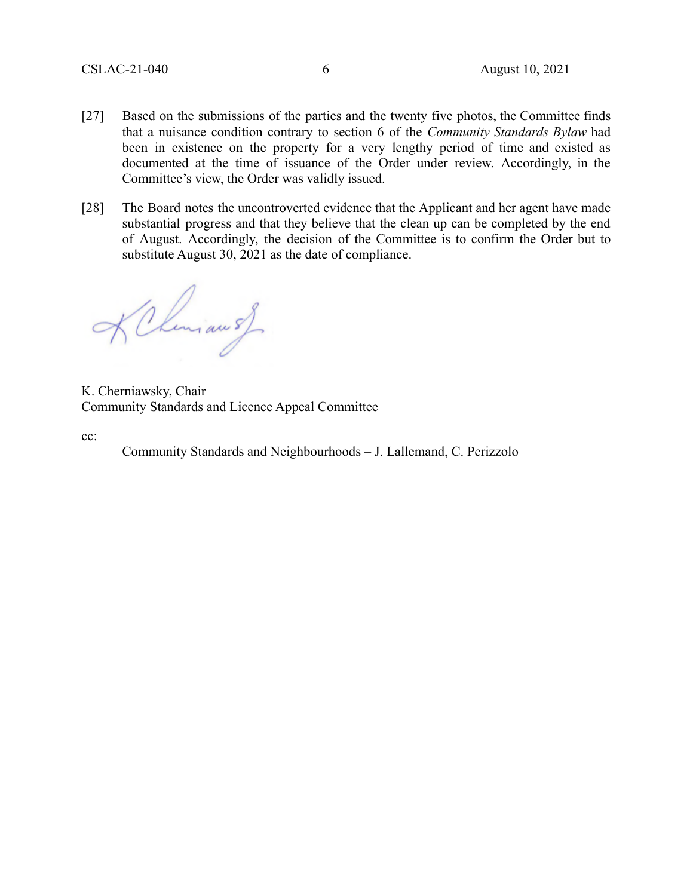[27] Based on the submissions of the parties and the twenty five photos, the Committee finds that a nuisance condition contrary to section 6 of the *Community Standards Bylaw* had been in existence on the property for a very lengthy period of time and existed as documented at the time of issuance of the Order under review. Accordingly, in the Committee's view, the Order was validly issued.

[28] The Board notes the uncontroverted evidence that the Applicant and her agent have made substantial progress and that they believe that the clean up can be completed by the end of August. Accordingly, the decision of the Committee is to confirm the Order but to substitute August 30, 2021 as the date of compliance.

K. Cherniawsky, Chair
Community Standards and Licence Appeal Committee

cc:

Community Standards and Neighbourhoods – J. Lallemand, C. Perizzolo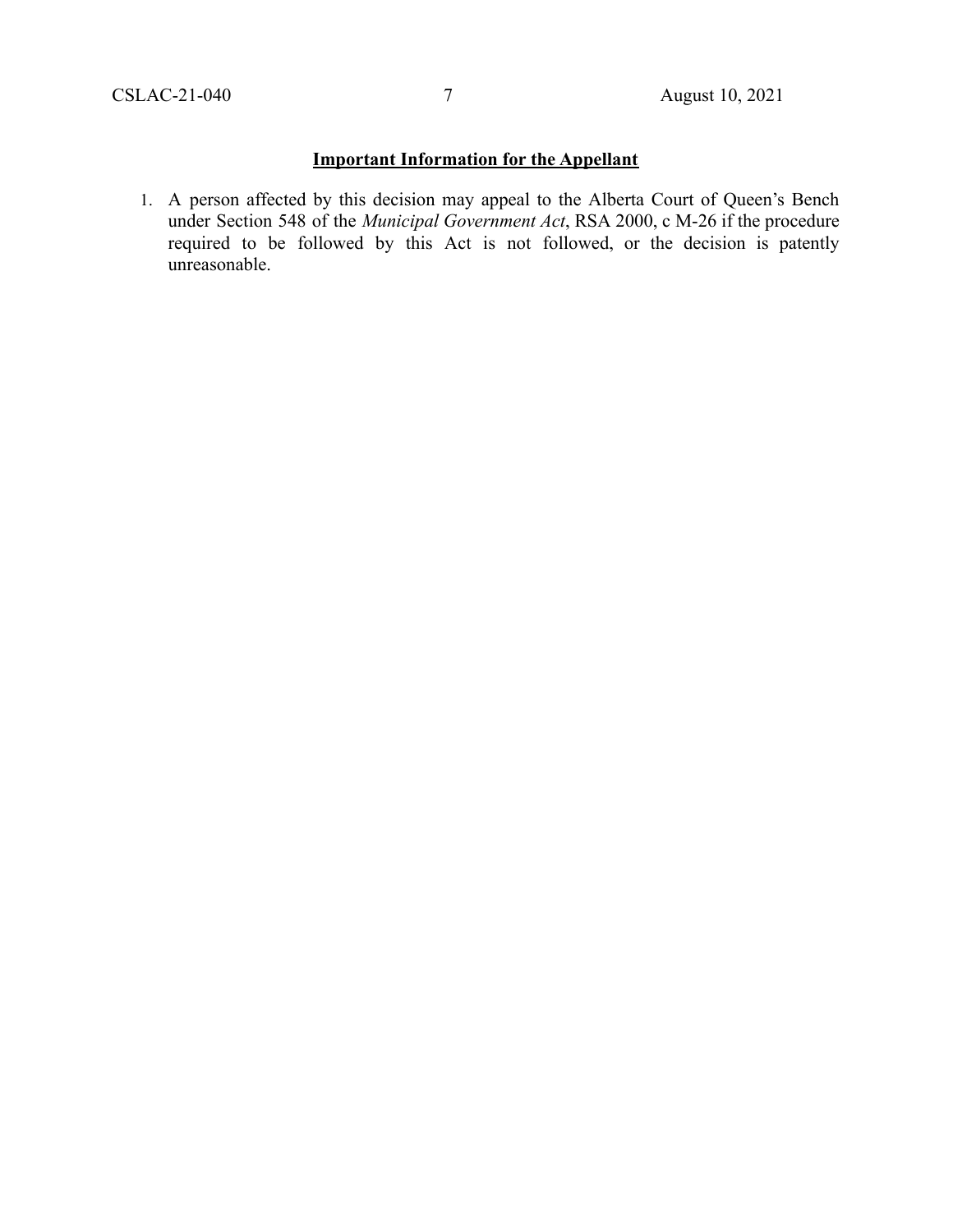## **Important Information for the Appellant**

1. A person affected by this decision may appeal to the Alberta Court of Queen's Bench under Section 548 of the *Municipal Government Act*, RSA 2000, c M-26 if the procedure required to be followed by this Act is not followed, or the decision is patently unreasonable.